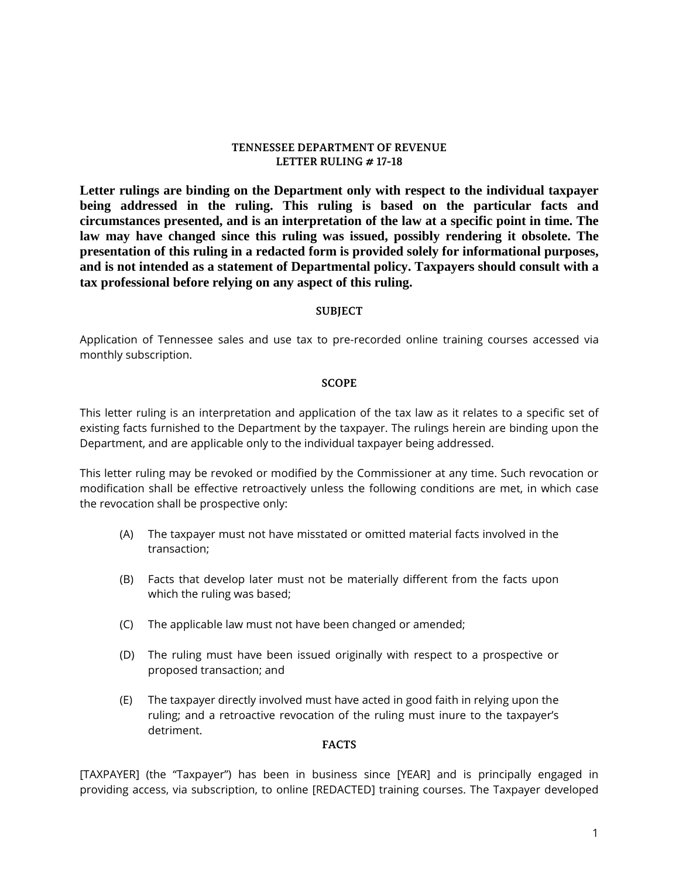**TENNESSEE DEPARTMENT OF REVENUE**
**LETTER RULING # 17-18**

**Letter rulings are binding on the Department only with respect to the individual taxpayer being addressed in the ruling. This ruling is based on the particular facts and circumstances presented, and is an interpretation of the law at a specific point in time. The law may have changed since this ruling was issued, possibly rendering it obsolete. The presentation of this ruling in a redacted form is provided solely for informational purposes, and is not intended as a statement of Departmental policy. Taxpayers should consult with a tax professional before relying on any aspect of this ruling.**

## SUBJECT

Application of Tennessee sales and use tax to pre-recorded online training courses accessed via monthly subscription.

## SCOPE

This letter ruling is an interpretation and application of the tax law as it relates to a specific set of existing facts furnished to the Department by the taxpayer. The rulings herein are binding upon the Department, and are applicable only to the individual taxpayer being addressed.

This letter ruling may be revoked or modified by the Commissioner at any time. Such revocation or modification shall be effective retroactively unless the following conditions are met, in which case the revocation shall be prospective only:

(A) The taxpayer must not have misstated or omitted material facts involved in the transaction;

(B) Facts that develop later must not be materially different from the facts upon which the ruling was based;

(C) The applicable law must not have been changed or amended;

(D) The ruling must have been issued originally with respect to a prospective or proposed transaction; and

(E) The taxpayer directly involved must have acted in good faith in relying upon the ruling; and a retroactive revocation of the ruling must inure to the taxpayer's detriment.

## FACTS

[TAXPAYER] (the "Taxpayer") has been in business since [YEAR] and is principally engaged in providing access, via subscription, to online [REDACTED] training courses. The Taxpayer developed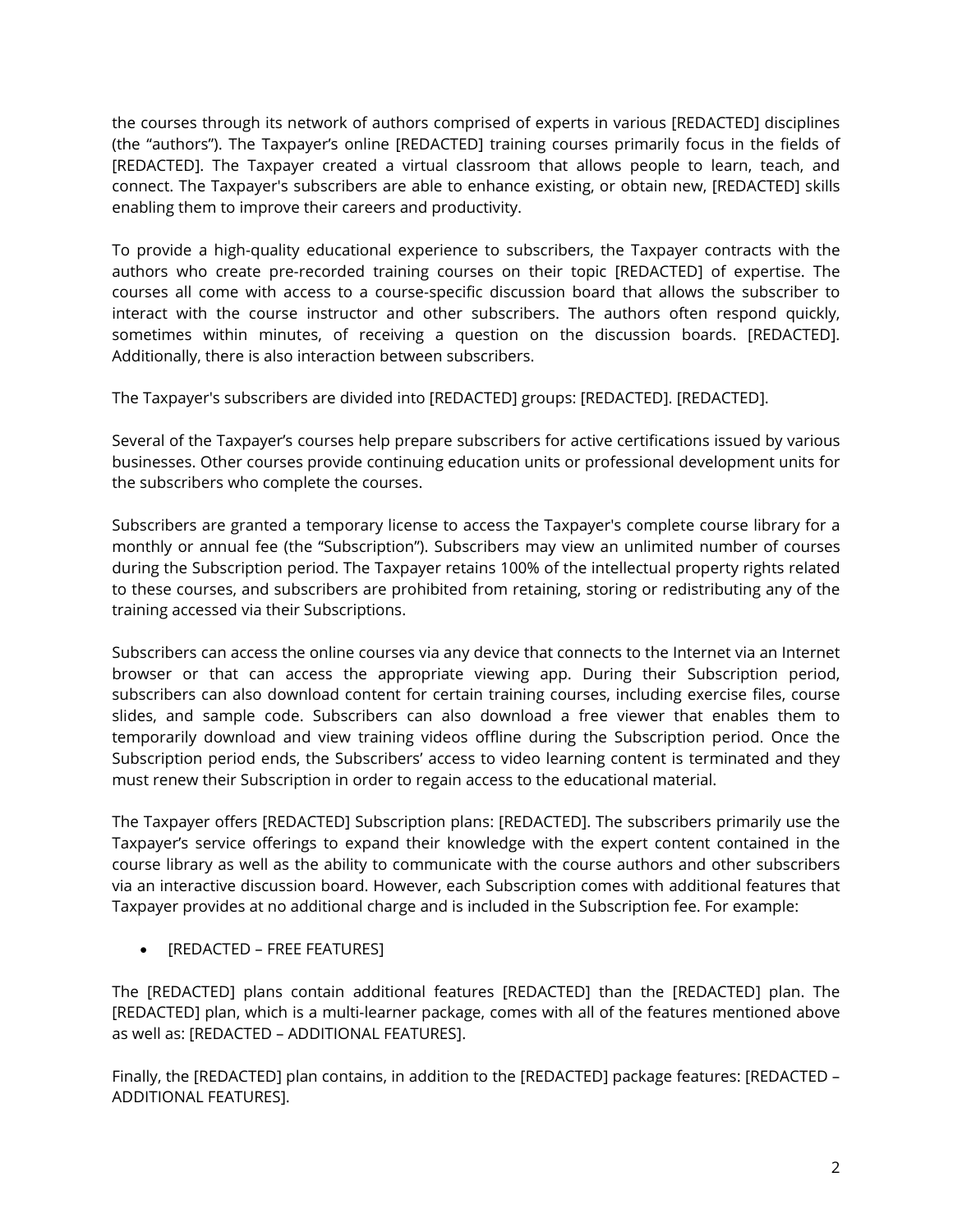the courses through its network of authors comprised of experts in various [REDACTED] disciplines (the "authors"). The Taxpayer's online [REDACTED] training courses primarily focus in the fields of [REDACTED]. The Taxpayer created a virtual classroom that allows people to learn, teach, and connect. The Taxpayer's subscribers are able to enhance existing, or obtain new, [REDACTED] skills enabling them to improve their careers and productivity.

To provide a high-quality educational experience to subscribers, the Taxpayer contracts with the authors who create pre-recorded training courses on their topic [REDACTED] of expertise. The courses all come with access to a course-specific discussion board that allows the subscriber to interact with the course instructor and other subscribers. The authors often respond quickly, sometimes within minutes, of receiving a question on the discussion boards. [REDACTED]. Additionally, there is also interaction between subscribers.

The Taxpayer's subscribers are divided into [REDACTED] groups: [REDACTED]. [REDACTED].

Several of the Taxpayer's courses help prepare subscribers for active certifications issued by various businesses. Other courses provide continuing education units or professional development units for the subscribers who complete the courses.

Subscribers are granted a temporary license to access the Taxpayer's complete course library for a monthly or annual fee (the "Subscription"). Subscribers may view an unlimited number of courses during the Subscription period. The Taxpayer retains 100% of the intellectual property rights related to these courses, and subscribers are prohibited from retaining, storing or redistributing any of the training accessed via their Subscriptions.

Subscribers can access the online courses via any device that connects to the Internet via an Internet browser or that can access the appropriate viewing app. During their Subscription period, subscribers can also download content for certain training courses, including exercise files, course slides, and sample code. Subscribers can also download a free viewer that enables them to temporarily download and view training videos offline during the Subscription period. Once the Subscription period ends, the Subscribers' access to video learning content is terminated and they must renew their Subscription in order to regain access to the educational material.

The Taxpayer offers [REDACTED] Subscription plans: [REDACTED]. The subscribers primarily use the Taxpayer's service offerings to expand their knowledge with the expert content contained in the course library as well as the ability to communicate with the course authors and other subscribers via an interactive discussion board. However, each Subscription comes with additional features that Taxpayer provides at no additional charge and is included in the Subscription fee. For example:

- [REDACTED – FREE FEATURES]

The [REDACTED] plans contain additional features [REDACTED] than the [REDACTED] plan. The [REDACTED] plan, which is a multi-learner package, comes with all of the features mentioned above as well as: [REDACTED – ADDITIONAL FEATURES].

Finally, the [REDACTED] plan contains, in addition to the [REDACTED] package features: [REDACTED – ADDITIONAL FEATURES].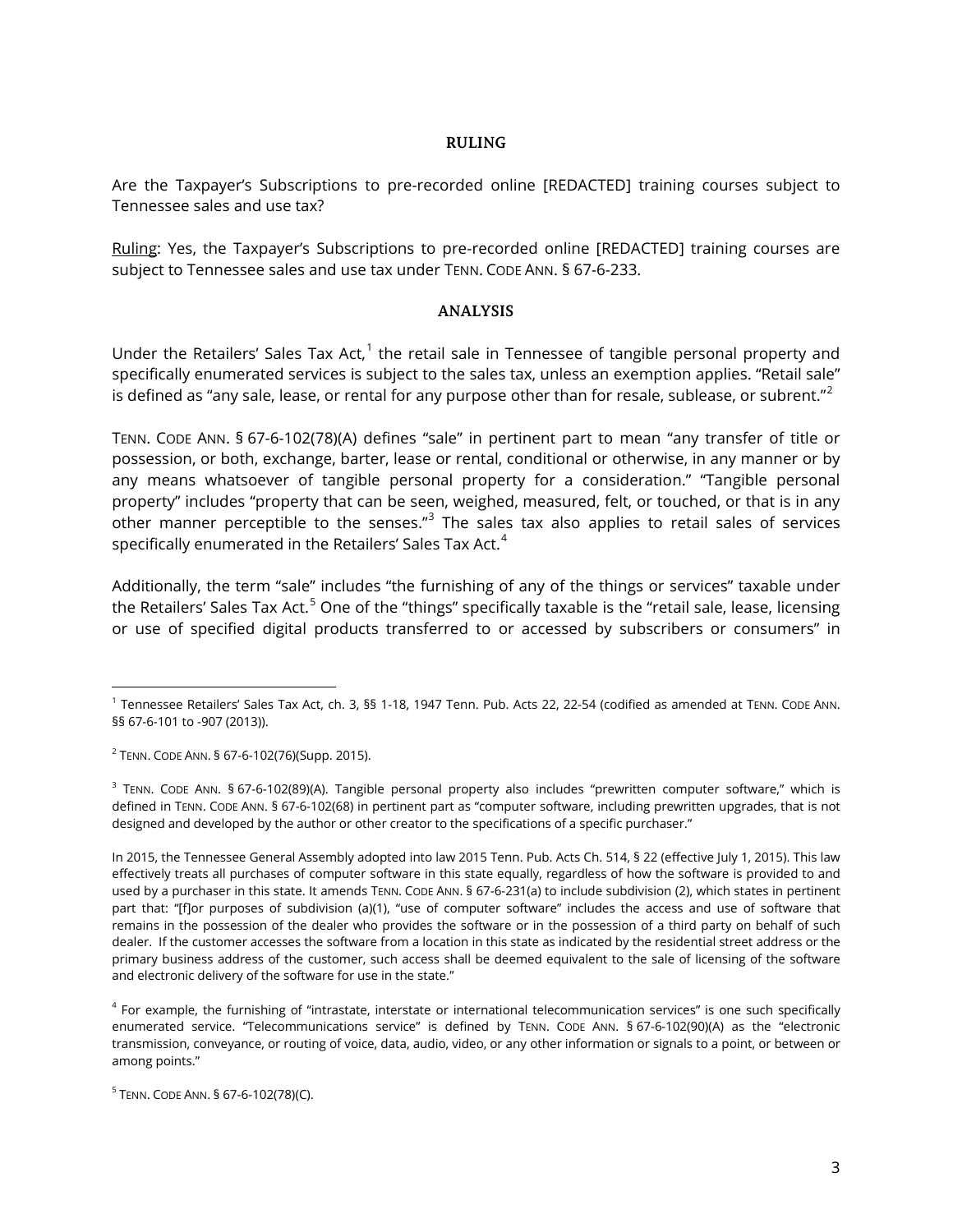## RULING

Are the Taxpayer's Subscriptions to pre-recorded online [REDACTED] training courses subject to Tennessee sales and use tax?

Ruling: Yes, the Taxpayer's Subscriptions to pre-recorded online [REDACTED] training courses are subject to Tennessee sales and use tax under TENN. CODE ANN. § 67-6-233.

## ANALYSIS

Under the Retailers' Sales Tax Act,[1] the retail sale in Tennessee of tangible personal property and specifically enumerated services is subject to the sales tax, unless an exemption applies. "Retail sale" is defined as "any sale, lease, or rental for any purpose other than for resale, sublease, or subrent."[2]

TENN. CODE ANN. § 67-6-102(78)(A) defines "sale" in pertinent part to mean "any transfer of title or possession, or both, exchange, barter, lease or rental, conditional or otherwise, in any manner or by any means whatsoever of tangible personal property for a consideration." "Tangible personal property" includes "property that can be seen, weighed, measured, felt, or touched, or that is in any other manner perceptible to the senses."[3] The sales tax also applies to retail sales of services specifically enumerated in the Retailers' Sales Tax Act.[4]

Additionally, the term "sale" includes "the furnishing of any of the things or services" taxable under the Retailers' Sales Tax Act.[5] One of the "things" specifically taxable is the "retail sale, lease, licensing or use of specified digital products transferred to or accessed by subscribers or consumers" in

---

[1] Tennessee Retailers' Sales Tax Act, ch. 3, §§ 1-18, 1947 Tenn. Pub. Acts 22, 22-54 (codified as amended at TENN. CODE ANN. §§ 67-6-101 to -907 (2013)).

[2] TENN. CODE ANN. § 67-6-102(76)(Supp. 2015).

[3] TENN. CODE ANN. § 67-6-102(89)(A). Tangible personal property also includes "prewritten computer software," which is defined in TENN. CODE ANN. § 67-6-102(68) in pertinent part as "computer software, including prewritten upgrades, that is not designed and developed by the author or other creator to the specifications of a specific purchaser."

In 2015, the Tennessee General Assembly adopted into law 2015 Tenn. Pub. Acts Ch. 514, § 22 (effective July 1, 2015). This law effectively treats all purchases of computer software in this state equally, regardless of how the software is provided to and used by a purchaser in this state. It amends TENN. CODE ANN. § 67-6-231(a) to include subdivision (2), which states in pertinent part that: "[f]or purposes of subdivision (a)(1), "use of computer software" includes the access and use of software that remains in the possession of the dealer who provides the software or in the possession of a third party on behalf of such dealer. If the customer accesses the software from a location in this state as indicated by the residential street address or the primary business address of the customer, such access shall be deemed equivalent to the sale of licensing of the software and electronic delivery of the software for use in the state."

[4] For example, the furnishing of "intrastate, interstate or international telecommunication services" is one such specifically enumerated service. "Telecommunications service" is defined by TENN. CODE ANN. § 67-6-102(90)(A) as the "electronic transmission, conveyance, or routing of voice, data, audio, video, or any other information or signals to a point, or between or among points."

[5] TENN. CODE ANN. § 67-6-102(78)(C).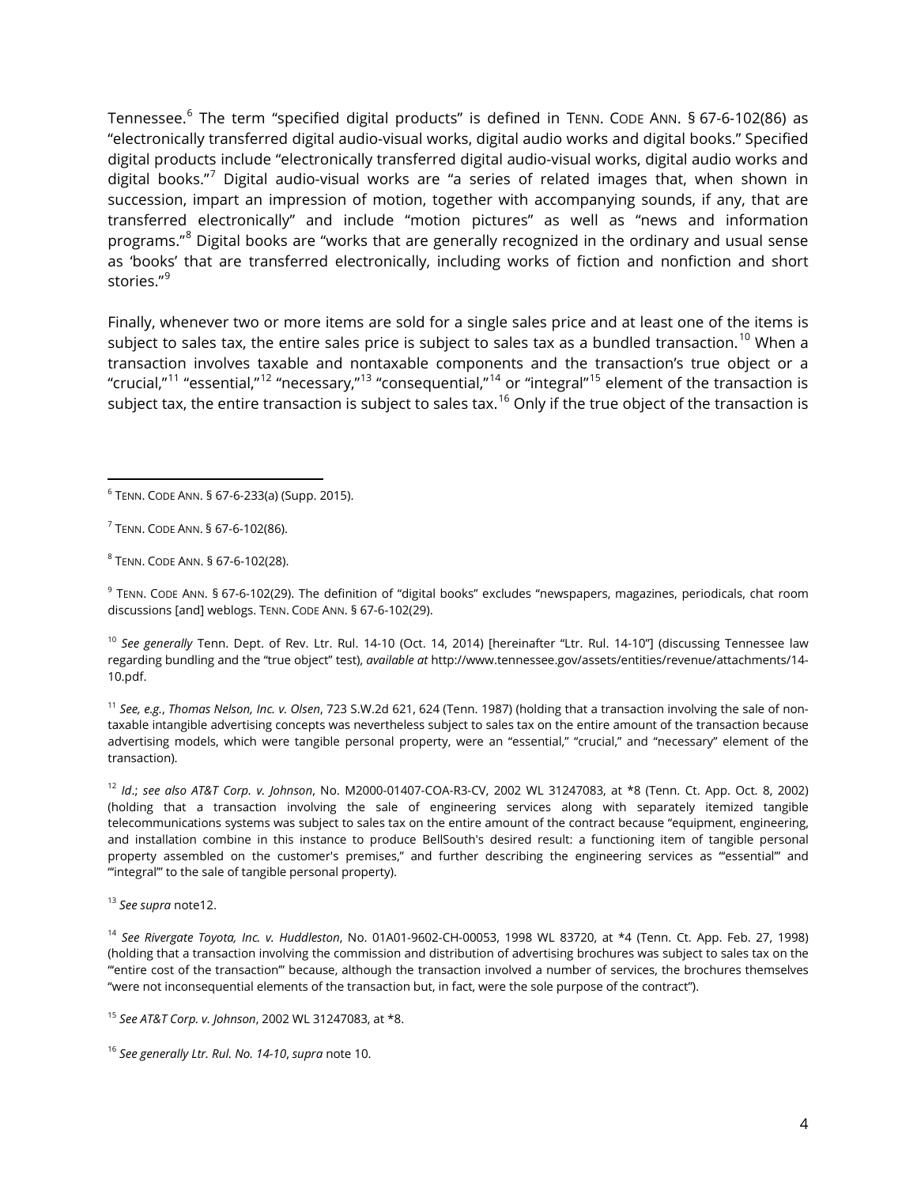Tennessee.[6] The term "specified digital products" is defined in TENN. CODE ANN. § 67-6-102(86) as "electronically transferred digital audio-visual works, digital audio works and digital books." Specified digital products include "electronically transferred digital audio-visual works, digital audio works and digital books."[7] Digital audio-visual works are "a series of related images that, when shown in succession, impart an impression of motion, together with accompanying sounds, if any, that are transferred electronically" and include "motion pictures" as well as "news and information programs."[8] Digital books are "works that are generally recognized in the ordinary and usual sense as 'books' that are transferred electronically, including works of fiction and nonfiction and short stories."[9]

Finally, whenever two or more items are sold for a single sales price and at least one of the items is subject to sales tax, the entire sales price is subject to sales tax as a bundled transaction.[10] When a transaction involves taxable and nontaxable components and the transaction's true object or a "crucial,"[11] "essential,"[12] "necessary,"[13] "consequential,"[14] or "integral"[15] element of the transaction is subject tax, the entire transaction is subject to sales tax.[16] Only if the true object of the transaction is

---

[6] TENN. CODE ANN. § 67-6-233(a) (Supp. 2015).

[7] TENN. CODE ANN. § 67-6-102(86).

[8] TENN. CODE ANN. § 67-6-102(28).

[9] TENN. CODE ANN. § 67-6-102(29). The definition of "digital books" excludes "newspapers, magazines, periodicals, chat room discussions [and] weblogs. TENN. CODE ANN. § 67-6-102(29).

[10] *See generally* Tenn. Dept. of Rev. Ltr. Rul. 14-10 (Oct. 14, 2014) [hereinafter "Ltr. Rul. 14-10"] (discussing Tennessee law regarding bundling and the "true object" test), *available at* http://www.tennessee.gov/assets/entities/revenue/attachments/14-10.pdf.

[11] *See, e.g.*, *Thomas Nelson, Inc. v. Olsen*, 723 S.W.2d 621, 624 (Tenn. 1987) (holding that a transaction involving the sale of non-taxable intangible advertising concepts was nevertheless subject to sales tax on the entire amount of the transaction because advertising models, which were tangible personal property, were an "essential," "crucial," and "necessary" element of the transaction).

[12] *Id.*; *see also AT&T Corp. v. Johnson*, No. M2000-01407-COA-R3-CV, 2002 WL 31247083, at *8 (Tenn. Ct. App. Oct. 8, 2002) (holding that a transaction involving the sale of engineering services along with separately itemized tangible telecommunications systems was subject to sales tax on the entire amount of the contract because "equipment, engineering, and installation combine in this instance to produce BellSouth's desired result: a functioning item of tangible personal property assembled on the customer's premises," and further describing the engineering services as "'essential'" and "'integral'" to the sale of tangible personal property).

[13] *See supra* note12.

[14] *See Rivergate Toyota, Inc. v. Huddleston*, No. 01A01-9602-CH-00053, 1998 WL 83720, at *4 (Tenn. Ct. App. Feb. 27, 1998) (holding that a transaction involving the commission and distribution of advertising brochures was subject to sales tax on the "'entire cost of the transaction'" because, although the transaction involved a number of services, the brochures themselves "were not inconsequential elements of the transaction but, in fact, were the sole purpose of the contract").

[15] *See AT&T Corp. v. Johnson*, 2002 WL 31247083, at *8.

[16] *See generally Ltr. Rul. No. 14-10*, *supra* note 10.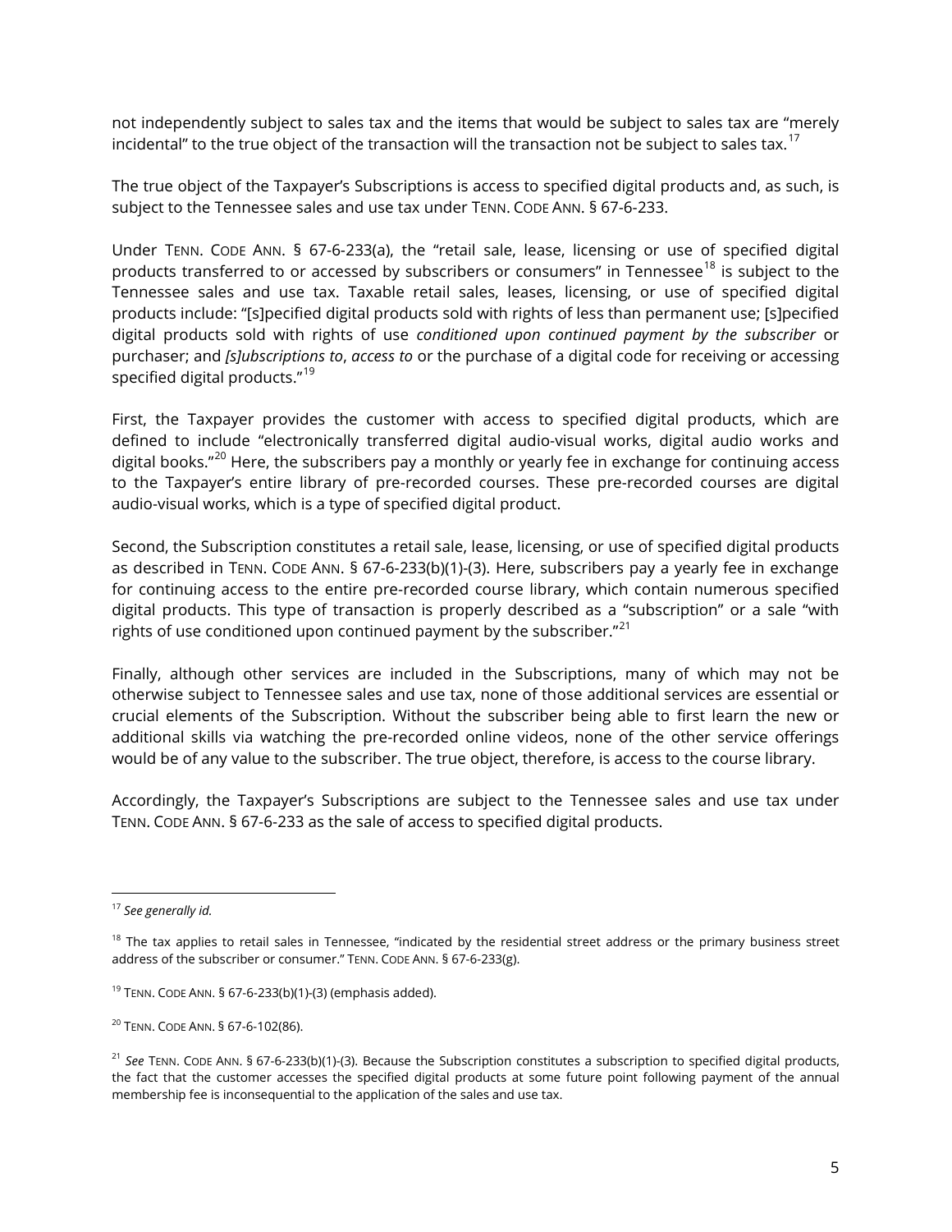not independently subject to sales tax and the items that would be subject to sales tax are "merely incidental" to the true object of the transaction will the transaction not be subject to sales tax.[17]

The true object of the Taxpayer's Subscriptions is access to specified digital products and, as such, is subject to the Tennessee sales and use tax under TENN. CODE ANN. § 67-6-233.

Under TENN. CODE ANN. § 67-6-233(a), the "retail sale, lease, licensing or use of specified digital products transferred to or accessed by subscribers or consumers" in Tennessee[18] is subject to the Tennessee sales and use tax. Taxable retail sales, leases, licensing, or use of specified digital products include: "[s]pecified digital products sold with rights of less than permanent use; [s]pecified digital products sold with rights of use *conditioned upon continued payment by the subscriber* or purchaser; and *[s]ubscriptions to*, *access to* or the purchase of a digital code for receiving or accessing specified digital products."[19]

First, the Taxpayer provides the customer with access to specified digital products, which are defined to include "electronically transferred digital audio-visual works, digital audio works and digital books."[20] Here, the subscribers pay a monthly or yearly fee in exchange for continuing access to the Taxpayer's entire library of pre-recorded courses. These pre-recorded courses are digital audio-visual works, which is a type of specified digital product.

Second, the Subscription constitutes a retail sale, lease, licensing, or use of specified digital products as described in TENN. CODE ANN. § 67-6-233(b)(1)-(3). Here, subscribers pay a yearly fee in exchange for continuing access to the entire pre-recorded course library, which contain numerous specified digital products. This type of transaction is properly described as a "subscription" or a sale "with rights of use conditioned upon continued payment by the subscriber."[21]

Finally, although other services are included in the Subscriptions, many of which may not be otherwise subject to Tennessee sales and use tax, none of those additional services are essential or crucial elements of the Subscription. Without the subscriber being able to first learn the new or additional skills via watching the pre-recorded online videos, none of the other service offerings would be of any value to the subscriber. The true object, therefore, is access to the course library.

Accordingly, the Taxpayer's Subscriptions are subject to the Tennessee sales and use tax under TENN. CODE ANN. § 67-6-233 as the sale of access to specified digital products.

---

[17] *See generally id.*

[18] The tax applies to retail sales in Tennessee, "indicated by the residential street address or the primary business street address of the subscriber or consumer." TENN. CODE ANN. § 67-6-233(g).

[19] TENN. CODE ANN. § 67-6-233(b)(1)-(3) (emphasis added).

[20] TENN. CODE ANN. § 67-6-102(86).

[21] *See* TENN. CODE ANN. § 67-6-233(b)(1)-(3). Because the Subscription constitutes a subscription to specified digital products, the fact that the customer accesses the specified digital products at some future point following payment of the annual membership fee is inconsequential to the application of the sales and use tax.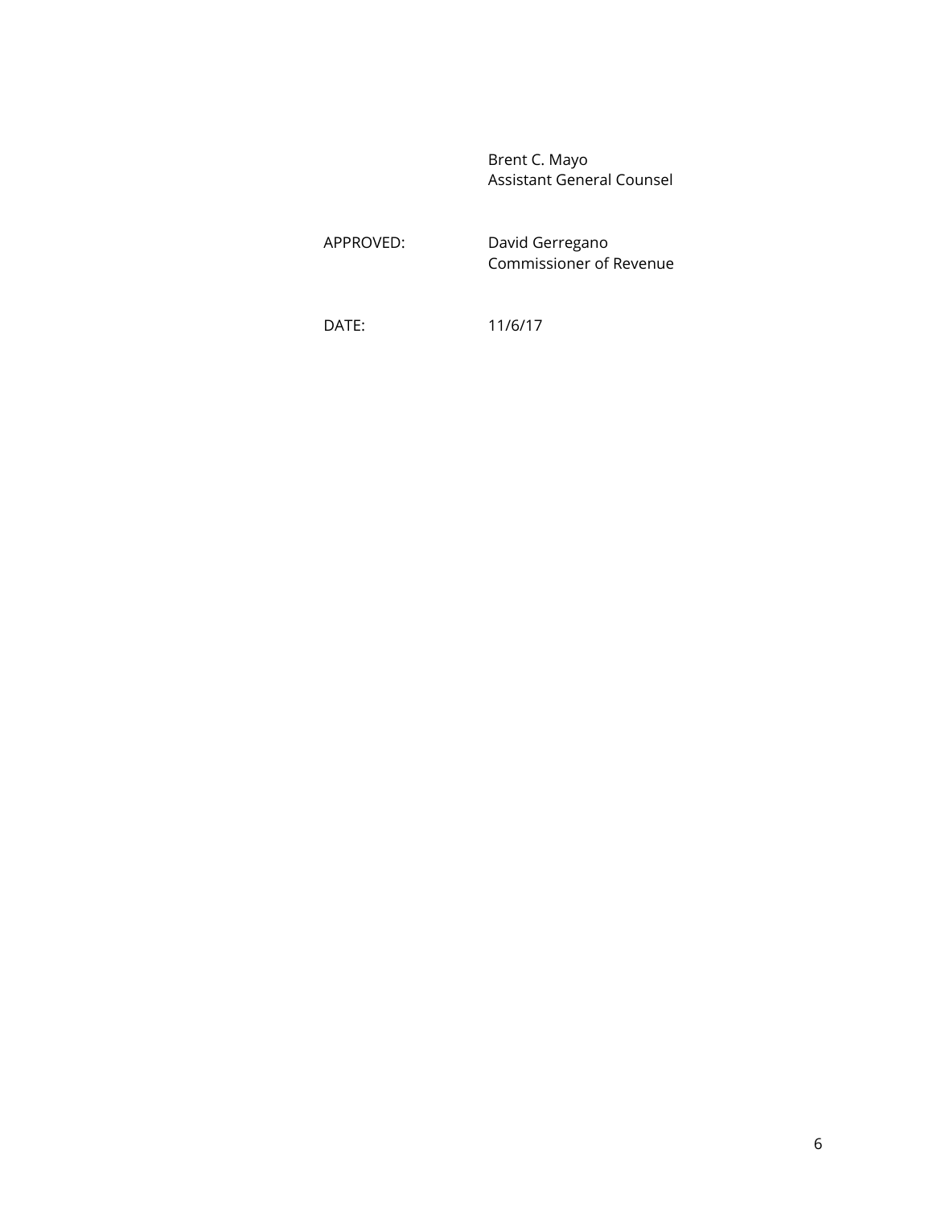Brent C. Mayo
Assistant General Counsel

| | |
|---|---|
| APPROVED: | David Gerregano<br>Commissioner of Revenue |
| DATE: | 11/6/17 |